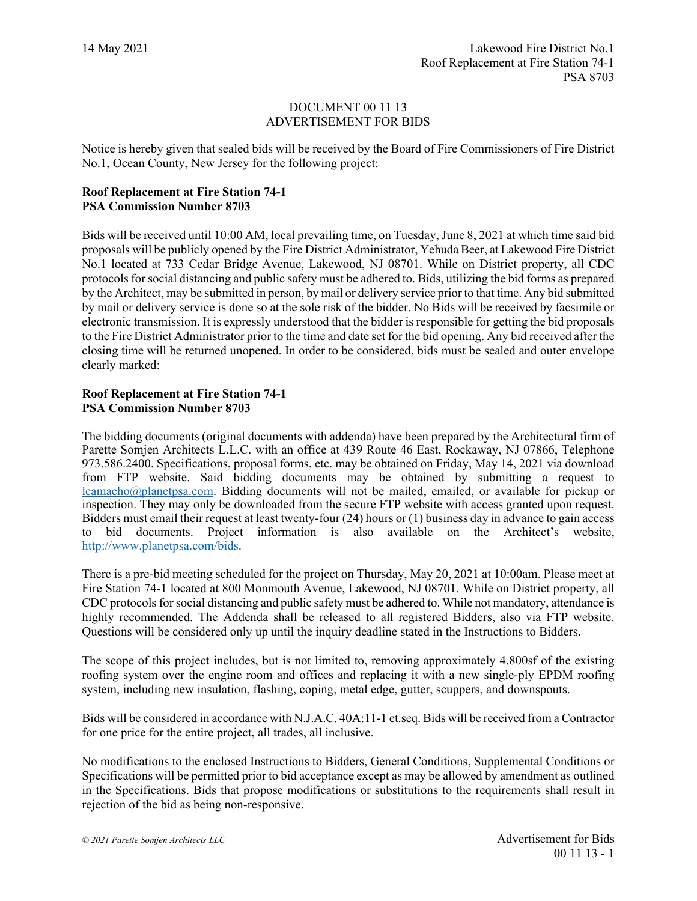DOCUMENT 00 11 13
ADVERTISEMENT FOR BIDS

Notice is hereby given that sealed bids will be received by the Board of Fire Commissioners of Fire District No.1, Ocean County, New Jersey for the following project:

**Roof Replacement at Fire Station 74-1**
**PSA Commission Number 8703**

Bids will be received until 10:00 AM, local prevailing time, on Tuesday, June 8, 2021 at which time said bid proposals will be publicly opened by the Fire District Administrator, Yehuda Beer, at Lakewood Fire District No.1 located at 733 Cedar Bridge Avenue, Lakewood, NJ 08701. While on District property, all CDC protocols for social distancing and public safety must be adhered to. Bids, utilizing the bid forms as prepared by the Architect, may be submitted in person, by mail or delivery service prior to that time. Any bid submitted by mail or delivery service is done so at the sole risk of the bidder. No Bids will be received by facsimile or electronic transmission. It is expressly understood that the bidder is responsible for getting the bid proposals to the Fire District Administrator prior to the time and date set for the bid opening. Any bid received after the closing time will be returned unopened. In order to be considered, bids must be sealed and outer envelope clearly marked:

**Roof Replacement at Fire Station 74-1**
**PSA Commission Number 8703**

The bidding documents (original documents with addenda) have been prepared by the Architectural firm of Parette Somjen Architects L.L.C. with an office at 439 Route 46 East, Rockaway, NJ 07866, Telephone 973.586.2400. Specifications, proposal forms, etc. may be obtained on Friday, May 14, 2021 via download from FTP website. Said bidding documents may be obtained by submitting a request to lcamacho@planetpsa.com. Bidding documents will not be mailed, emailed, or available for pickup or inspection. They may only be downloaded from the secure FTP website with access granted upon request. Bidders must email their request at least twenty-four (24) hours or (1) business day in advance to gain access to bid documents. Project information is also available on the Architect's website, http://www.planetpsa.com/bids.

There is a pre-bid meeting scheduled for the project on Thursday, May 20, 2021 at 10:00am. Please meet at Fire Station 74-1 located at 800 Monmouth Avenue, Lakewood, NJ 08701. While on District property, all CDC protocols for social distancing and public safety must be adhered to. While not mandatory, attendance is highly recommended. The Addenda shall be released to all registered Bidders, also via FTP website. Questions will be considered only up until the inquiry deadline stated in the Instructions to Bidders.

The scope of this project includes, but is not limited to, removing approximately 4,800sf of the existing roofing system over the engine room and offices and replacing it with a new single-ply EPDM roofing system, including new insulation, flashing, coping, metal edge, gutter, scuppers, and downspouts.

Bids will be considered in accordance with N.J.A.C. 40A:11-1 et.seq. Bids will be received from a Contractor for one price for the entire project, all trades, all inclusive.

No modifications to the enclosed Instructions to Bidders, General Conditions, Supplemental Conditions or Specifications will be permitted prior to bid acceptance except as may be allowed by amendment as outlined in the Specifications. Bids that propose modifications or substitutions to the requirements shall result in rejection of the bid as being non-responsive.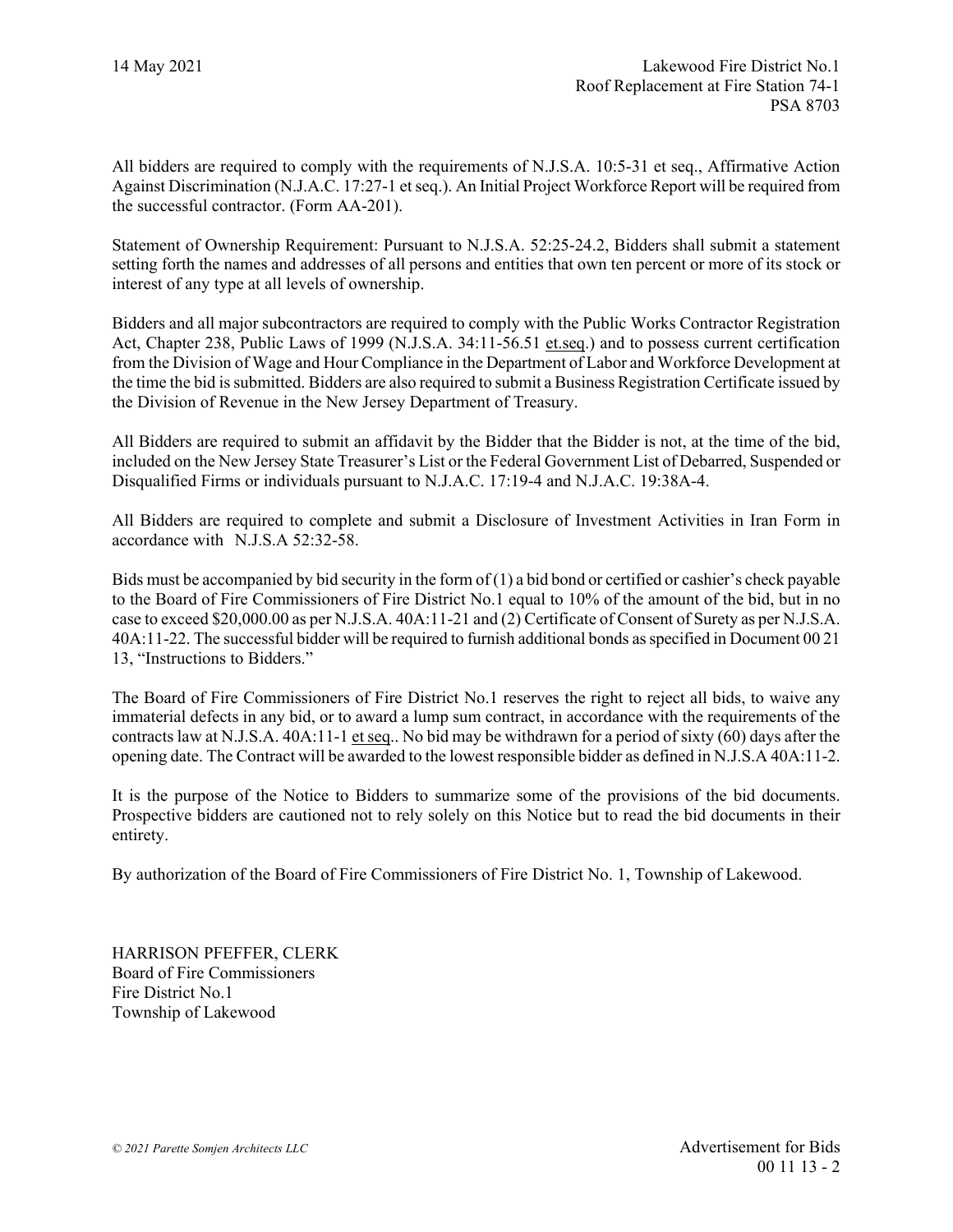All bidders are required to comply with the requirements of N.J.S.A. 10:5-31 et seq., Affirmative Action Against Discrimination (N.J.A.C. 17:27-1 et seq.). An Initial Project Workforce Report will be required from the successful contractor. (Form AA-201).

Statement of Ownership Requirement: Pursuant to N.J.S.A. 52:25-24.2, Bidders shall submit a statement setting forth the names and addresses of all persons and entities that own ten percent or more of its stock or interest of any type at all levels of ownership.

Bidders and all major subcontractors are required to comply with the Public Works Contractor Registration Act, Chapter 238, Public Laws of 1999 (N.J.S.A. 34:11-56.51 et.seq.) and to possess current certification from the Division of Wage and Hour Compliance in the Department of Labor and Workforce Development at the time the bid is submitted. Bidders are also required to submit a Business Registration Certificate issued by the Division of Revenue in the New Jersey Department of Treasury.

All Bidders are required to submit an affidavit by the Bidder that the Bidder is not, at the time of the bid, included on the New Jersey State Treasurer's List or the Federal Government List of Debarred, Suspended or Disqualified Firms or individuals pursuant to N.J.A.C. 17:19-4 and N.J.A.C. 19:38A-4.

All Bidders are required to complete and submit a Disclosure of Investment Activities in Iran Form in accordance with N.J.S.A 52:32-58.

Bids must be accompanied by bid security in the form of (1) a bid bond or certified or cashier's check payable to the Board of Fire Commissioners of Fire District No.1 equal to 10% of the amount of the bid, but in no case to exceed $20,000.00 as per N.J.S.A. 40A:11-21 and (2) Certificate of Consent of Surety as per N.J.S.A. 40A:11-22. The successful bidder will be required to furnish additional bonds as specified in Document 00 21 13, "Instructions to Bidders."

The Board of Fire Commissioners of Fire District No.1 reserves the right to reject all bids, to waive any immaterial defects in any bid, or to award a lump sum contract, in accordance with the requirements of the contracts law at N.J.S.A. 40A:11-1 et seq.. No bid may be withdrawn for a period of sixty (60) days after the opening date. The Contract will be awarded to the lowest responsible bidder as defined in N.J.S.A 40A:11-2.

It is the purpose of the Notice to Bidders to summarize some of the provisions of the bid documents. Prospective bidders are cautioned not to rely solely on this Notice but to read the bid documents in their entirety.

By authorization of the Board of Fire Commissioners of Fire District No. 1, Township of Lakewood.

HARRISON PFEFFER, CLERK  
Board of Fire Commissioners  
Fire District No.1  
Township of Lakewood